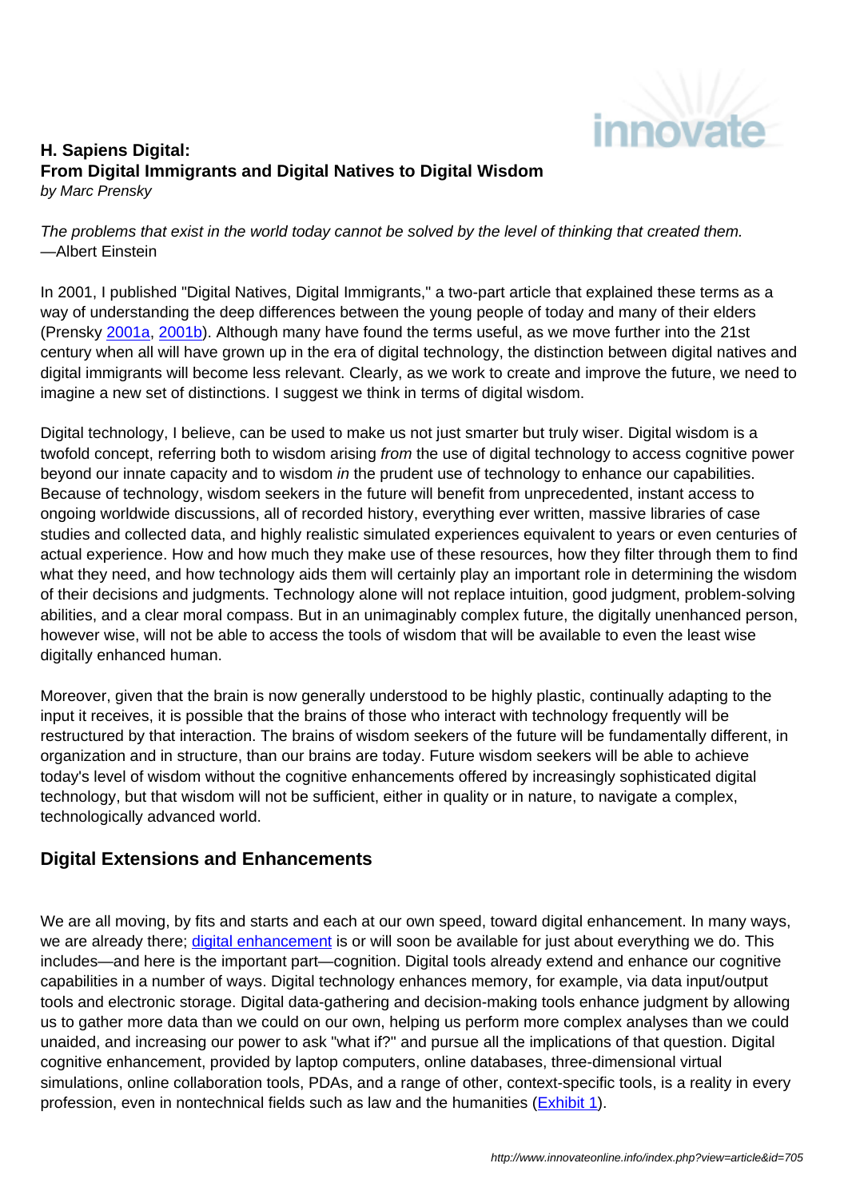**H. Sapiens Digital:**
**From Digital Immigrants and Digital Natives to Digital Wisdom**
*by Marc Prensky*

*The problems that exist in the world today cannot be solved by the level of thinking that created them.*
—Albert Einstein

In 2001, I published "Digital Natives, Digital Immigrants," a two-part article that explained these terms as a way of understanding the deep differences between the young people of today and many of their elders (Prensky 2001a, 2001b). Although many have found the terms useful, as we move further into the 21st century when all will have grown up in the era of digital technology, the distinction between digital natives and digital immigrants will become less relevant. Clearly, as we work to create and improve the future, we need to imagine a new set of distinctions. I suggest we think in terms of digital wisdom.

Digital technology, I believe, can be used to make us not just smarter but truly wiser. Digital wisdom is a twofold concept, referring both to wisdom arising *from* the use of digital technology to access cognitive power beyond our innate capacity and to wisdom *in* the prudent use of technology to enhance our capabilities. Because of technology, wisdom seekers in the future will benefit from unprecedented, instant access to ongoing worldwide discussions, all of recorded history, everything ever written, massive libraries of case studies and collected data, and highly realistic simulated experiences equivalent to years or even centuries of actual experience. How and how much they make use of these resources, how they filter through them to find what they need, and how technology aids them will certainly play an important role in determining the wisdom of their decisions and judgments. Technology alone will not replace intuition, good judgment, problem-solving abilities, and a clear moral compass. But in an unimaginably complex future, the digitally unenhanced person, however wise, will not be able to access the tools of wisdom that will be available to even the least wise digitally enhanced human.

Moreover, given that the brain is now generally understood to be highly plastic, continually adapting to the input it receives, it is possible that the brains of those who interact with technology frequently will be restructured by that interaction. The brains of wisdom seekers of the future will be fundamentally different, in organization and in structure, than our brains are today. Future wisdom seekers will be able to achieve today's level of wisdom without the cognitive enhancements offered by increasingly sophisticated digital technology, but that wisdom will not be sufficient, either in quality or in nature, to navigate a complex, technologically advanced world.

## Digital Extensions and Enhancements

We are all moving, by fits and starts and each at our own speed, toward digital enhancement. In many ways, we are already there; digital enhancement is or will soon be available for just about everything we do. This includes—and here is the important part—cognition. Digital tools already extend and enhance our cognitive capabilities in a number of ways. Digital technology enhances memory, for example, via data input/output tools and electronic storage. Digital data-gathering and decision-making tools enhance judgment by allowing us to gather more data than we could on our own, helping us perform more complex analyses than we could unaided, and increasing our power to ask "what if?" and pursue all the implications of that question. Digital cognitive enhancement, provided by laptop computers, online databases, three-dimensional virtual simulations, online collaboration tools, PDAs, and a range of other, context-specific tools, is a reality in every profession, even in nontechnical fields such as law and the humanities (Exhibit 1).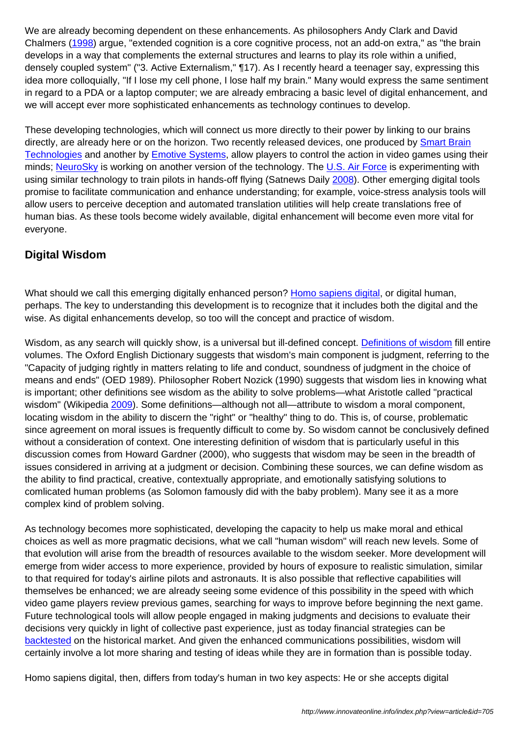We are already becoming dependent on these enhancements. As philosophers Andy Clark and David Chalmers (1998) argue, "extended cognition is a core cognitive process, not an add-on extra," as "the brain develops in a way that complements the external structures and learns to play its role within a unified, densely coupled system" ("3. Active Externalism," ¶17). As I recently heard a teenager say, expressing this idea more colloquially, "If I lose my cell phone, I lose half my brain." Many would express the same sentiment in regard to a PDA or a laptop computer; we are already embracing a basic level of digital enhancement, and we will accept ever more sophisticated enhancements as technology continues to develop.

These developing technologies, which will connect us more directly to their power by linking to our brains directly, are already here or on the horizon. Two recently released devices, one produced by Smart Brain Technologies and another by Emotive Systems, allow players to control the action in video games using their minds; NeuroSky is working on another version of the technology. The U.S. Air Force is experimenting with using similar technology to train pilots in hands-off flying (Satnews Daily 2008). Other emerging digital tools promise to facilitate communication and enhance understanding; for example, voice-stress analysis tools will allow users to perceive deception and automated translation utilities will help create translations free of human bias. As these tools become widely available, digital enhancement will become even more vital for everyone.

## Digital Wisdom

What should we call this emerging digitally enhanced person? Homo sapiens digital, or digital human, perhaps. The key to understanding this development is to recognize that it includes both the digital and the wise. As digital enhancements develop, so too will the concept and practice of wisdom.

Wisdom, as any search will quickly show, is a universal but ill-defined concept. Definitions of wisdom fill entire volumes. The Oxford English Dictionary suggests that wisdom's main component is judgment, referring to the "Capacity of judging rightly in matters relating to life and conduct, soundness of judgment in the choice of means and ends" (OED 1989). Philosopher Robert Nozick (1990) suggests that wisdom lies in knowing what is important; other definitions see wisdom as the ability to solve problems—what Aristotle called "practical wisdom" (Wikipedia 2009). Some definitions—although not all—attribute to wisdom a moral component, locating wisdom in the ability to discern the "right" or "healthy" thing to do. This is, of course, problematic since agreement on moral issues is frequently difficult to come by. So wisdom cannot be conclusively defined without a consideration of context. One interesting definition of wisdom that is particularly useful in this discussion comes from Howard Gardner (2000), who suggests that wisdom may be seen in the breadth of issues considered in arriving at a judgment or decision. Combining these sources, we can define wisdom as the ability to find practical, creative, contextually appropriate, and emotionally satisfying solutions to comlicated human problems (as Solomon famously did with the baby problem). Many see it as a more complex kind of problem solving.

As technology becomes more sophisticated, developing the capacity to help us make moral and ethical choices as well as more pragmatic decisions, what we call "human wisdom" will reach new levels. Some of that evolution will arise from the breadth of resources available to the wisdom seeker. More development will emerge from wider access to more experience, provided by hours of exposure to realistic simulation, similar to that required for today's airline pilots and astronauts. It is also possible that reflective capabilities will themselves be enhanced; we are already seeing some evidence of this possibility in the speed with which video game players review previous games, searching for ways to improve before beginning the next game. Future technological tools will allow people engaged in making judgments and decisions to evaluate their decisions very quickly in light of collective past experience, just as today financial strategies can be backtested on the historical market. And given the enhanced communications possibilities, wisdom will certainly involve a lot more sharing and testing of ideas while they are in formation than is possible today.

Homo sapiens digital, then, differs from today's human in two key aspects: He or she accepts digital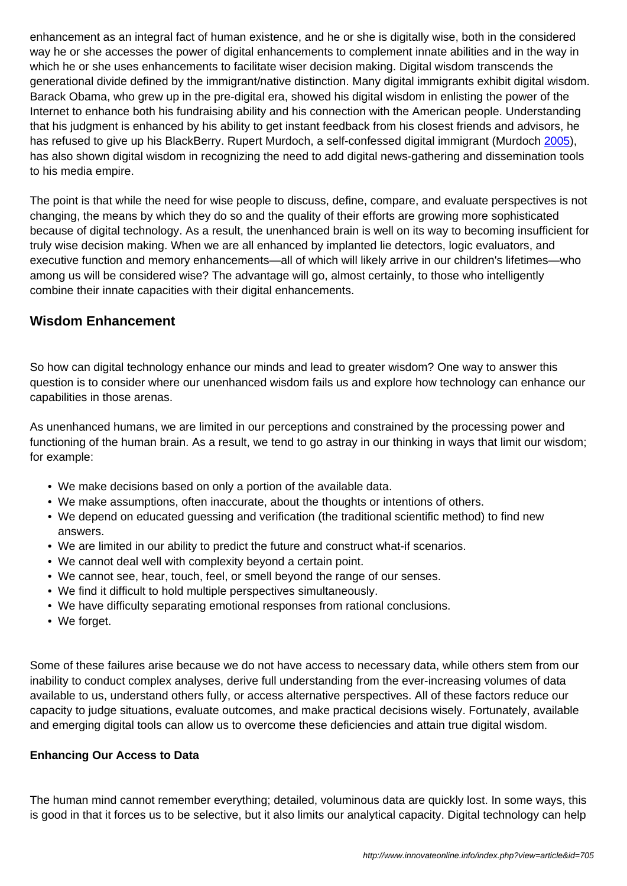enhancement as an integral fact of human existence, and he or she is digitally wise, both in the considered way he or she accesses the power of digital enhancements to complement innate abilities and in the way in which he or she uses enhancements to facilitate wiser decision making. Digital wisdom transcends the generational divide defined by the immigrant/native distinction. Many digital immigrants exhibit digital wisdom. Barack Obama, who grew up in the pre-digital era, showed his digital wisdom in enlisting the power of the Internet to enhance both his fundraising ability and his connection with the American people. Understanding that his judgment is enhanced by his ability to get instant feedback from his closest friends and advisors, he has refused to give up his BlackBerry. Rupert Murdoch, a self-confessed digital immigrant (Murdoch 2005), has also shown digital wisdom in recognizing the need to add digital news-gathering and dissemination tools to his media empire.

The point is that while the need for wise people to discuss, define, compare, and evaluate perspectives is not changing, the means by which they do so and the quality of their efforts are growing more sophisticated because of digital technology. As a result, the unenhanced brain is well on its way to becoming insufficient for truly wise decision making. When we are all enhanced by implanted lie detectors, logic evaluators, and executive function and memory enhancements—all of which will likely arrive in our children's lifetimes—who among us will be considered wise? The advantage will go, almost certainly, to those who intelligently combine their innate capacities with their digital enhancements.

## Wisdom Enhancement

So how can digital technology enhance our minds and lead to greater wisdom? One way to answer this question is to consider where our unenhanced wisdom fails us and explore how technology can enhance our capabilities in those arenas.

As unenhanced humans, we are limited in our perceptions and constrained by the processing power and functioning of the human brain. As a result, we tend to go astray in our thinking in ways that limit our wisdom; for example:

- We make decisions based on only a portion of the available data.
- We make assumptions, often inaccurate, about the thoughts or intentions of others.
- We depend on educated guessing and verification (the traditional scientific method) to find new answers.
- We are limited in our ability to predict the future and construct what-if scenarios.
- We cannot deal well with complexity beyond a certain point.
- We cannot see, hear, touch, feel, or smell beyond the range of our senses.
- We find it difficult to hold multiple perspectives simultaneously.
- We have difficulty separating emotional responses from rational conclusions.
- We forget.

Some of these failures arise because we do not have access to necessary data, while others stem from our inability to conduct complex analyses, derive full understanding from the ever-increasing volumes of data available to us, understand others fully, or access alternative perspectives. All of these factors reduce our capacity to judge situations, evaluate outcomes, and make practical decisions wisely. Fortunately, available and emerging digital tools can allow us to overcome these deficiencies and attain true digital wisdom.

**Enhancing Our Access to Data**

The human mind cannot remember everything; detailed, voluminous data are quickly lost. In some ways, this is good in that it forces us to be selective, but it also limits our analytical capacity. Digital technology can help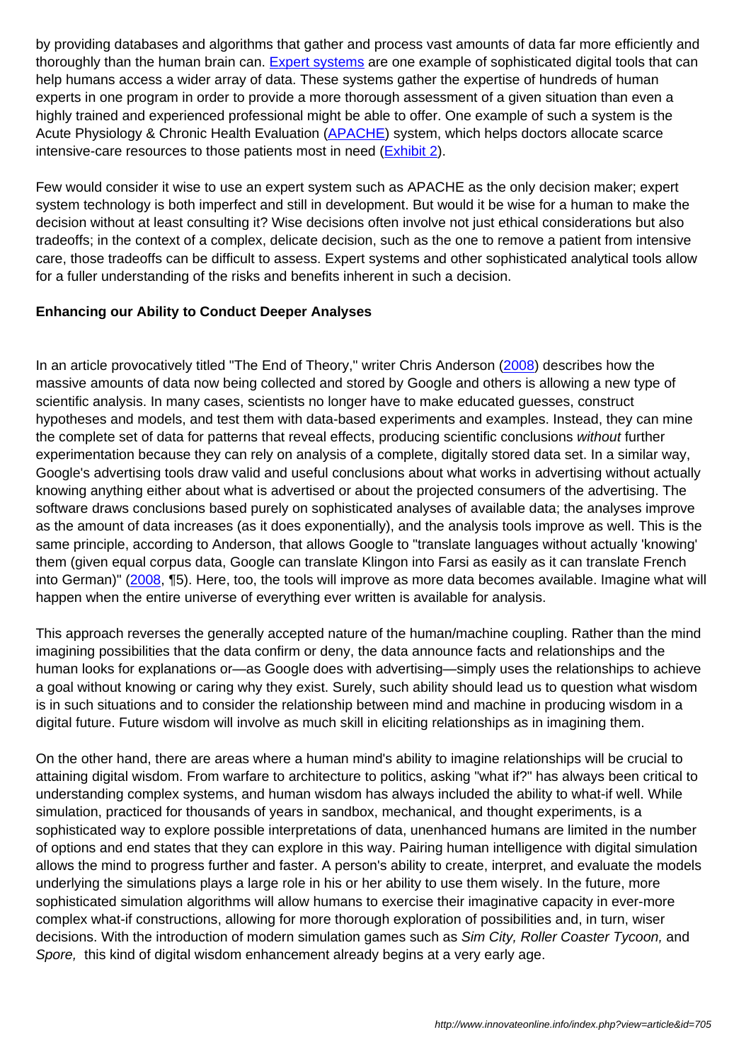by providing databases and algorithms that gather and process vast amounts of data far more efficiently and thoroughly than the human brain can. Expert systems are one example of sophisticated digital tools that can help humans access a wider array of data. These systems gather the expertise of hundreds of human experts in one program in order to provide a more thorough assessment of a given situation than even a highly trained and experienced professional might be able to offer. One example of such a system is the Acute Physiology & Chronic Health Evaluation (APACHE) system, which helps doctors allocate scarce intensive-care resources to those patients most in need (Exhibit 2).

Few would consider it wise to use an expert system such as APACHE as the only decision maker; expert system technology is both imperfect and still in development. But would it be wise for a human to make the decision without at least consulting it? Wise decisions often involve not just ethical considerations but also tradeoffs; in the context of a complex, delicate decision, such as the one to remove a patient from intensive care, those tradeoffs can be difficult to assess. Expert systems and other sophisticated analytical tools allow for a fuller understanding of the risks and benefits inherent in such a decision.

**Enhancing our Ability to Conduct Deeper Analyses**

In an article provocatively titled "The End of Theory," writer Chris Anderson (2008) describes how the massive amounts of data now being collected and stored by Google and others is allowing a new type of scientific analysis. In many cases, scientists no longer have to make educated guesses, construct hypotheses and models, and test them with data-based experiments and examples. Instead, they can mine the complete set of data for patterns that reveal effects, producing scientific conclusions *without* further experimentation because they can rely on analysis of a complete, digitally stored data set. In a similar way, Google's advertising tools draw valid and useful conclusions about what works in advertising without actually knowing anything either about what is advertised or about the projected consumers of the advertising. The software draws conclusions based purely on sophisticated analyses of available data; the analyses improve as the amount of data increases (as it does exponentially), and the analysis tools improve as well. This is the same principle, according to Anderson, that allows Google to "translate languages without actually 'knowing' them (given equal corpus data, Google can translate Klingon into Farsi as easily as it can translate French into German)" (2008, ¶5). Here, too, the tools will improve as more data becomes available. Imagine what will happen when the entire universe of everything ever written is available for analysis.

This approach reverses the generally accepted nature of the human/machine coupling. Rather than the mind imagining possibilities that the data confirm or deny, the data announce facts and relationships and the human looks for explanations or—as Google does with advertising—simply uses the relationships to achieve a goal without knowing or caring why they exist. Surely, such ability should lead us to question what wisdom is in such situations and to consider the relationship between mind and machine in producing wisdom in a digital future. Future wisdom will involve as much skill in eliciting relationships as in imagining them.

On the other hand, there are areas where a human mind's ability to imagine relationships will be crucial to attaining digital wisdom. From warfare to architecture to politics, asking "what if?" has always been critical to understanding complex systems, and human wisdom has always included the ability to what-if well. While simulation, practiced for thousands of years in sandbox, mechanical, and thought experiments, is a sophisticated way to explore possible interpretations of data, unenhanced humans are limited in the number of options and end states that they can explore in this way. Pairing human intelligence with digital simulation allows the mind to progress further and faster. A person's ability to create, interpret, and evaluate the models underlying the simulations plays a large role in his or her ability to use them wisely. In the future, more sophisticated simulation algorithms will allow humans to exercise their imaginative capacity in ever-more complex what-if constructions, allowing for more thorough exploration of possibilities and, in turn, wiser decisions. With the introduction of modern simulation games such as *Sim City, Roller Coaster Tycoon,* and *Spore,* this kind of digital wisdom enhancement already begins at a very early age.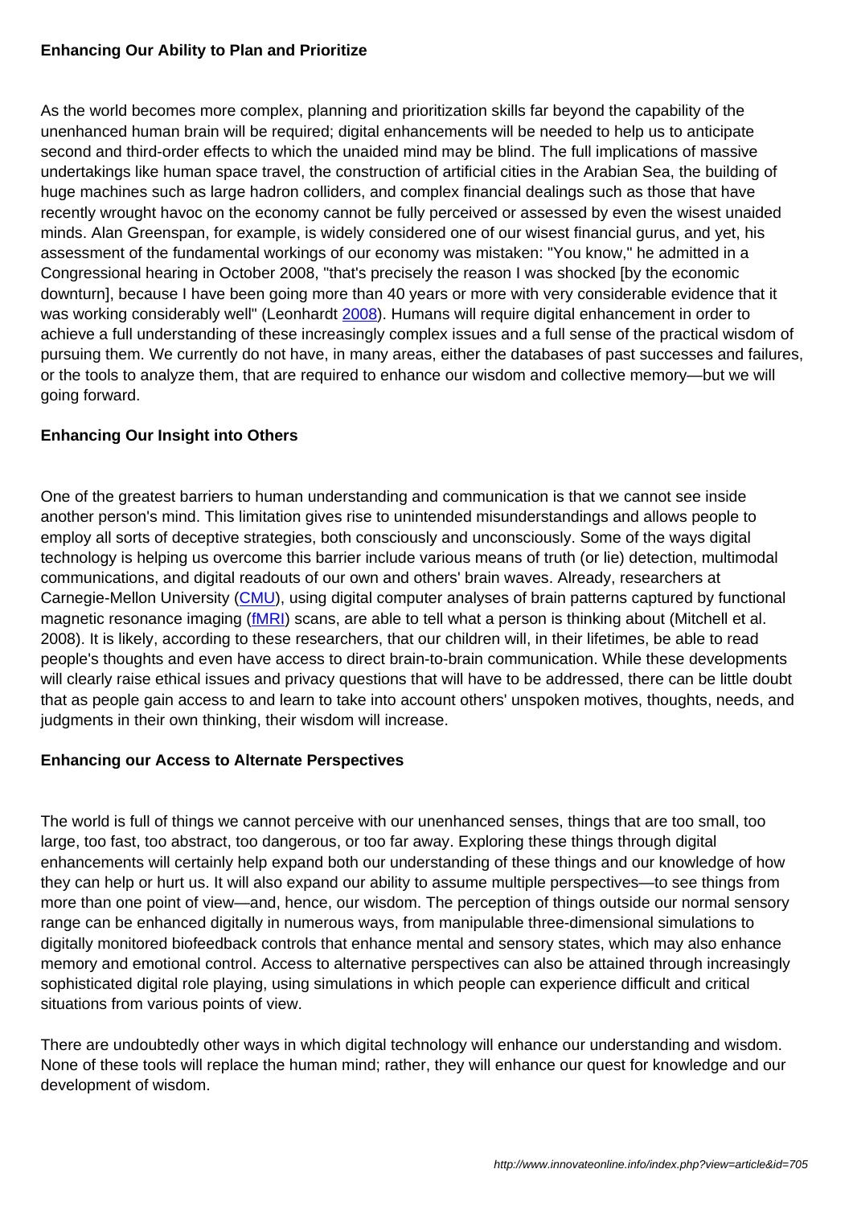### Enhancing Our Ability to Plan and Prioritize

As the world becomes more complex, planning and prioritization skills far beyond the capability of the unenhanced human brain will be required; digital enhancements will be needed to help us to anticipate second and third-order effects to which the unaided mind may be blind. The full implications of massive undertakings like human space travel, the construction of artificial cities in the Arabian Sea, the building of huge machines such as large hadron colliders, and complex financial dealings such as those that have recently wrought havoc on the economy cannot be fully perceived or assessed by even the wisest unaided minds. Alan Greenspan, for example, is widely considered one of our wisest financial gurus, and yet, his assessment of the fundamental workings of our economy was mistaken: "You know," he admitted in a Congressional hearing in October 2008, "that's precisely the reason I was shocked [by the economic downturn], because I have been going more than 40 years or more with very considerable evidence that it was working considerably well" (Leonhardt 2008). Humans will require digital enhancement in order to achieve a full understanding of these increasingly complex issues and a full sense of the practical wisdom of pursuing them. We currently do not have, in many areas, either the databases of past successes and failures, or the tools to analyze them, that are required to enhance our wisdom and collective memory—but we will going forward.

### Enhancing Our Insight into Others

One of the greatest barriers to human understanding and communication is that we cannot see inside another person's mind. This limitation gives rise to unintended misunderstandings and allows people to employ all sorts of deceptive strategies, both consciously and unconsciously. Some of the ways digital technology is helping us overcome this barrier include various means of truth (or lie) detection, multimodal communications, and digital readouts of our own and others' brain waves. Already, researchers at Carnegie-Mellon University (CMU), using digital computer analyses of brain patterns captured by functional magnetic resonance imaging (fMRI) scans, are able to tell what a person is thinking about (Mitchell et al. 2008). It is likely, according to these researchers, that our children will, in their lifetimes, be able to read people's thoughts and even have access to direct brain-to-brain communication. While these developments will clearly raise ethical issues and privacy questions that will have to be addressed, there can be little doubt that as people gain access to and learn to take into account others' unspoken motives, thoughts, needs, and judgments in their own thinking, their wisdom will increase.

### Enhancing our Access to Alternate Perspectives

The world is full of things we cannot perceive with our unenhanced senses, things that are too small, too large, too fast, too abstract, too dangerous, or too far away. Exploring these things through digital enhancements will certainly help expand both our understanding of these things and our knowledge of how they can help or hurt us. It will also expand our ability to assume multiple perspectives—to see things from more than one point of view—and, hence, our wisdom. The perception of things outside our normal sensory range can be enhanced digitally in numerous ways, from manipulable three-dimensional simulations to digitally monitored biofeedback controls that enhance mental and sensory states, which may also enhance memory and emotional control. Access to alternative perspectives can also be attained through increasingly sophisticated digital role playing, using simulations in which people can experience difficult and critical situations from various points of view.

There are undoubtedly other ways in which digital technology will enhance our understanding and wisdom. None of these tools will replace the human mind; rather, they will enhance our quest for knowledge and our development of wisdom.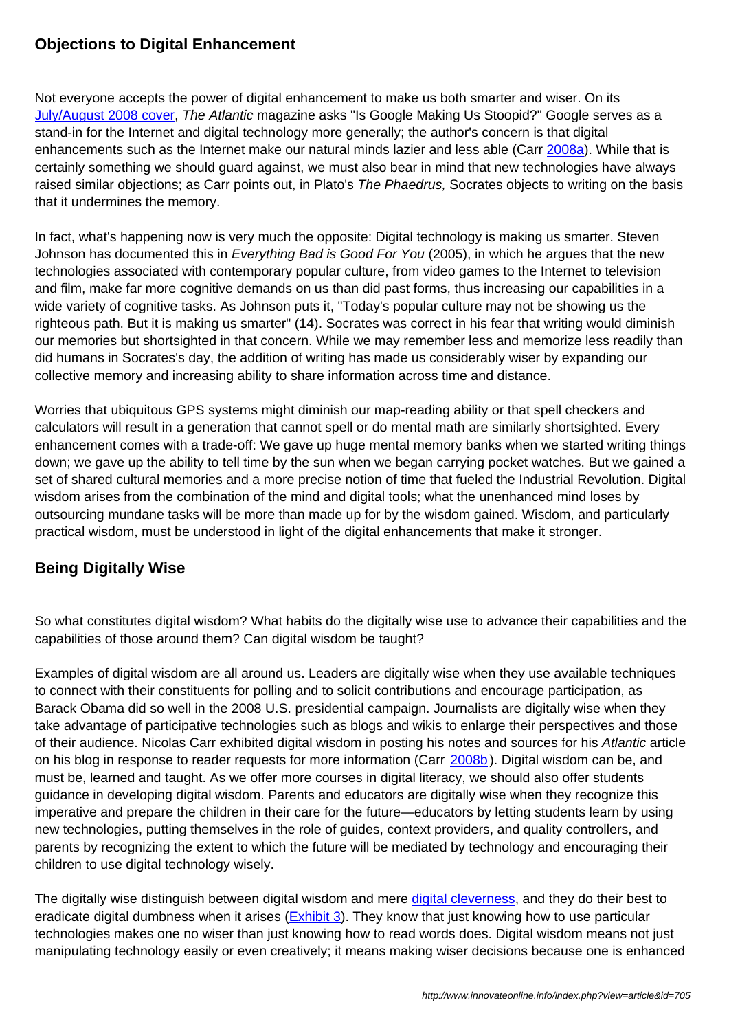## Objections to Digital Enhancement

Not everyone accepts the power of digital enhancement to make us both smarter and wiser. On its July/August 2008 cover, *The Atlantic* magazine asks "Is Google Making Us Stoopid?" Google serves as a stand-in for the Internet and digital technology more generally; the author's concern is that digital enhancements such as the Internet make our natural minds lazier and less able (Carr 2008a). While that is certainly something we should guard against, we must also bear in mind that new technologies have always raised similar objections; as Carr points out, in Plato's *The Phaedrus,* Socrates objects to writing on the basis that it undermines the memory.

In fact, what's happening now is very much the opposite: Digital technology is making us smarter. Steven Johnson has documented this in *Everything Bad is Good For You* (2005), in which he argues that the new technologies associated with contemporary popular culture, from video games to the Internet to television and film, make far more cognitive demands on us than did past forms, thus increasing our capabilities in a wide variety of cognitive tasks. As Johnson puts it, "Today's popular culture may not be showing us the righteous path. But it is making us smarter" (14). Socrates was correct in his fear that writing would diminish our memories but shortsighted in that concern. While we may remember less and memorize less readily than did humans in Socrates's day, the addition of writing has made us considerably wiser by expanding our collective memory and increasing ability to share information across time and distance.

Worries that ubiquitous GPS systems might diminish our map-reading ability or that spell checkers and calculators will result in a generation that cannot spell or do mental math are similarly shortsighted. Every enhancement comes with a trade-off: We gave up huge mental memory banks when we started writing things down; we gave up the ability to tell time by the sun when we began carrying pocket watches. But we gained a set of shared cultural memories and a more precise notion of time that fueled the Industrial Revolution. Digital wisdom arises from the combination of the mind and digital tools; what the unenhanced mind loses by outsourcing mundane tasks will be more than made up for by the wisdom gained. Wisdom, and particularly practical wisdom, must be understood in light of the digital enhancements that make it stronger.

## Being Digitally Wise

So what constitutes digital wisdom? What habits do the digitally wise use to advance their capabilities and the capabilities of those around them? Can digital wisdom be taught?

Examples of digital wisdom are all around us. Leaders are digitally wise when they use available techniques to connect with their constituents for polling and to solicit contributions and encourage participation, as Barack Obama did so well in the 2008 U.S. presidential campaign. Journalists are digitally wise when they take advantage of participative technologies such as blogs and wikis to enlarge their perspectives and those of their audience. Nicolas Carr exhibited digital wisdom in posting his notes and sources for his *Atlantic* article on his blog in response to reader requests for more information (Carr 2008b). Digital wisdom can be, and must be, learned and taught. As we offer more courses in digital literacy, we should also offer students guidance in developing digital wisdom. Parents and educators are digitally wise when they recognize this imperative and prepare the children in their care for the future—educators by letting students learn by using new technologies, putting themselves in the role of guides, context providers, and quality controllers, and parents by recognizing the extent to which the future will be mediated by technology and encouraging their children to use digital technology wisely.

The digitally wise distinguish between digital wisdom and mere digital cleverness, and they do their best to eradicate digital dumbness when it arises (Exhibit 3). They know that just knowing how to use particular technologies makes one no wiser than just knowing how to read words does. Digital wisdom means not just manipulating technology easily or even creatively; it means making wiser decisions because one is enhanced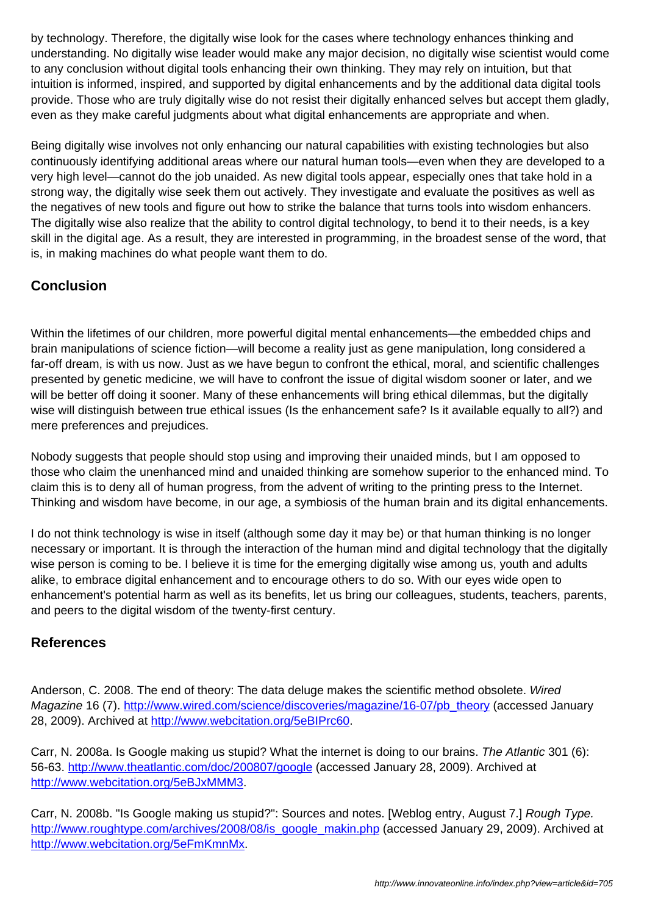by technology. Therefore, the digitally wise look for the cases where technology enhances thinking and understanding. No digitally wise leader would make any major decision, no digitally wise scientist would come to any conclusion without digital tools enhancing their own thinking. They may rely on intuition, but that intuition is informed, inspired, and supported by digital enhancements and by the additional data digital tools provide. Those who are truly digitally wise do not resist their digitally enhanced selves but accept them gladly, even as they make careful judgments about what digital enhancements are appropriate and when.

Being digitally wise involves not only enhancing our natural capabilities with existing technologies but also continuously identifying additional areas where our natural human tools—even when they are developed to a very high level—cannot do the job unaided. As new digital tools appear, especially ones that take hold in a strong way, the digitally wise seek them out actively. They investigate and evaluate the positives as well as the negatives of new tools and figure out how to strike the balance that turns tools into wisdom enhancers. The digitally wise also realize that the ability to control digital technology, to bend it to their needs, is a key skill in the digital age. As a result, they are interested in programming, in the broadest sense of the word, that is, in making machines do what people want them to do.

## Conclusion

Within the lifetimes of our children, more powerful digital mental enhancements—the embedded chips and brain manipulations of science fiction—will become a reality just as gene manipulation, long considered a far-off dream, is with us now. Just as we have begun to confront the ethical, moral, and scientific challenges presented by genetic medicine, we will have to confront the issue of digital wisdom sooner or later, and we will be better off doing it sooner. Many of these enhancements will bring ethical dilemmas, but the digitally wise will distinguish between true ethical issues (Is the enhancement safe? Is it available equally to all?) and mere preferences and prejudices.

Nobody suggests that people should stop using and improving their unaided minds, but I am opposed to those who claim the unenhanced mind and unaided thinking are somehow superior to the enhanced mind. To claim this is to deny all of human progress, from the advent of writing to the printing press to the Internet. Thinking and wisdom have become, in our age, a symbiosis of the human brain and its digital enhancements.

I do not think technology is wise in itself (although some day it may be) or that human thinking is no longer necessary or important. It is through the interaction of the human mind and digital technology that the digitally wise person is coming to be. I believe it is time for the emerging digitally wise among us, youth and adults alike, to embrace digital enhancement and to encourage others to do so. With our eyes wide open to enhancement's potential harm as well as its benefits, let us bring our colleagues, students, teachers, parents, and peers to the digital wisdom of the twenty-first century.

## References

Anderson, C. 2008. The end of theory: The data deluge makes the scientific method obsolete. *Wired Magazine* 16 (7). http://www.wired.com/science/discoveries/magazine/16-07/pb_theory (accessed January 28, 2009). Archived at http://www.webcitation.org/5eBIPrc60.

Carr, N. 2008a. Is Google making us stupid? What the internet is doing to our brains. *The Atlantic* 301 (6): 56-63. http://www.theatlantic.com/doc/200807/google (accessed January 28, 2009). Archived at http://www.webcitation.org/5eBJxMMM3.

Carr, N. 2008b. "Is Google making us stupid?": Sources and notes. [Weblog entry, August 7.] *Rough Type.* http://www.roughtype.com/archives/2008/08/is_google_makin.php (accessed January 29, 2009). Archived at http://www.webcitation.org/5eFmKmnMx.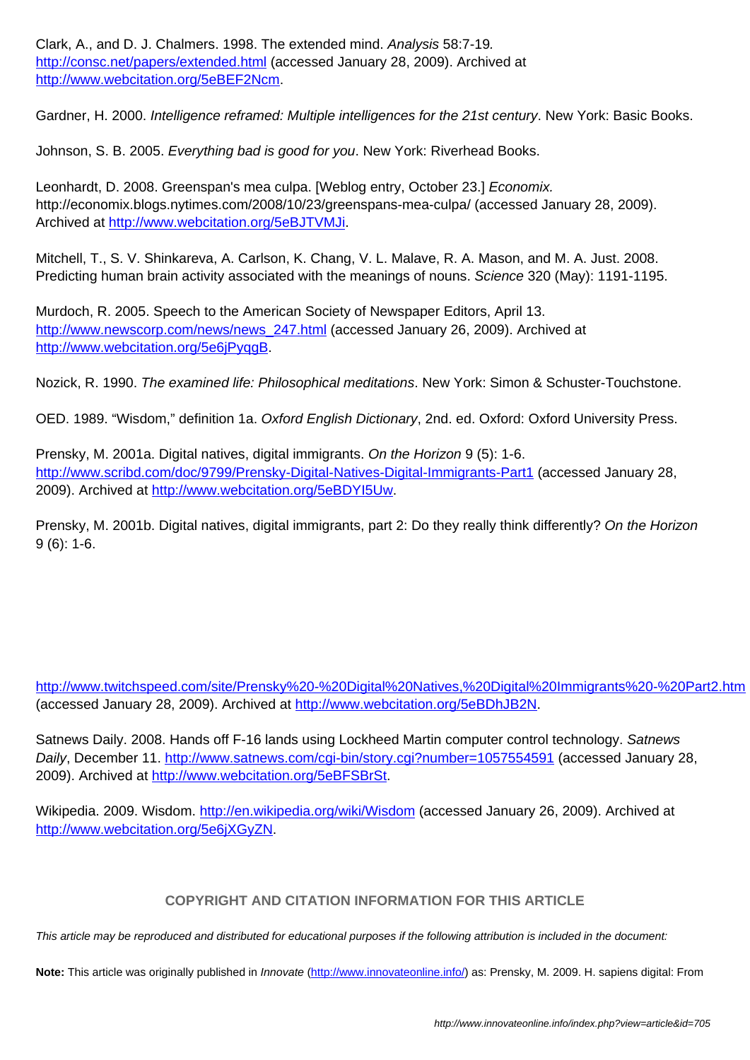Clark, A., and D. J. Chalmers. 1998. The extended mind. *Analysis* 58:7-19. http://consc.net/papers/extended.html (accessed January 28, 2009). Archived at http://www.webcitation.org/5eBEF2Ncm.

Gardner, H. 2000. *Intelligence reframed: Multiple intelligences for the 21st century*. New York: Basic Books.

Johnson, S. B. 2005. *Everything bad is good for you*. New York: Riverhead Books.

Leonhardt, D. 2008. Greenspan's mea culpa. [Weblog entry, October 23.] *Economix.* http://economix.blogs.nytimes.com/2008/10/23/greenspans-mea-culpa/ (accessed January 28, 2009). Archived at http://www.webcitation.org/5eBJTVMJi.

Mitchell, T., S. V. Shinkareva, A. Carlson, K. Chang, V. L. Malave, R. A. Mason, and M. A. Just. 2008. Predicting human brain activity associated with the meanings of nouns. *Science* 320 (May): 1191-1195.

Murdoch, R. 2005. Speech to the American Society of Newspaper Editors, April 13. http://www.newscorp.com/news/news_247.html (accessed January 26, 2009). Archived at http://www.webcitation.org/5e6jPyqgB.

Nozick, R. 1990. *The examined life: Philosophical meditations*. New York: Simon & Schuster-Touchstone.

OED. 1989. "Wisdom," definition 1a. *Oxford English Dictionary*, 2nd. ed. Oxford: Oxford University Press.

Prensky, M. 2001a. Digital natives, digital immigrants. *On the Horizon* 9 (5): 1-6. http://www.scribd.com/doc/9799/Prensky-Digital-Natives-Digital-Immigrants-Part1 (accessed January 28, 2009). Archived at http://www.webcitation.org/5eBDYI5Uw.

Prensky, M. 2001b. Digital natives, digital immigrants, part 2: Do they really think differently? *On the Horizon* 9 (6): 1-6.

http://www.twitchspeed.com/site/Prensky%20-%20Digital%20Natives,%20Digital%20Immigrants%20-%20Part2.htm (accessed January 28, 2009). Archived at http://www.webcitation.org/5eBDhJB2N.

Satnews Daily. 2008. Hands off F-16 lands using Lockheed Martin computer control technology. *Satnews Daily*, December 11. http://www.satnews.com/cgi-bin/story.cgi?number=1057554591 (accessed January 28, 2009). Archived at http://www.webcitation.org/5eBFSBrSt.

Wikipedia. 2009. Wisdom. http://en.wikipedia.org/wiki/Wisdom (accessed January 26, 2009). Archived at http://www.webcitation.org/5e6jXGyZN.

## COPYRIGHT AND CITATION INFORMATION FOR THIS ARTICLE

*This article may be reproduced and distributed for educational purposes if the following attribution is included in the document:*

**Note:** This article was originally published in *Innovate* (http://www.innovateonline.info/) as: Prensky, M. 2009. H. sapiens digital: From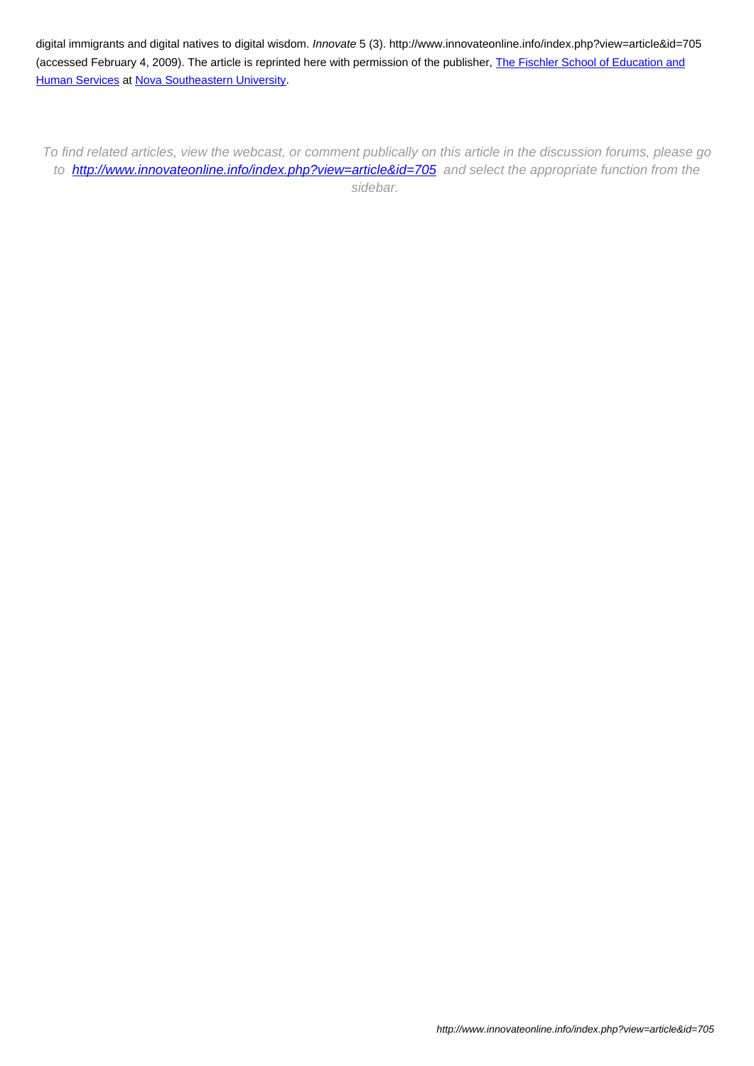digital immigrants and digital natives to digital wisdom. *Innovate* 5 (3). http://www.innovateonline.info/index.php?view=article&id=705 (accessed February 4, 2009). The article is reprinted here with permission of the publisher, [The Fischler School of Education and Human Services]() at [Nova Southeastern University]().

*To find related articles, view the webcast, or comment publically on this article in the discussion forums, please go to [http://www.innovateonline.info/index.php?view=article&id=705](http://www.innovateonline.info/index.php?view=article&id=705) and select the appropriate function from the sidebar.*